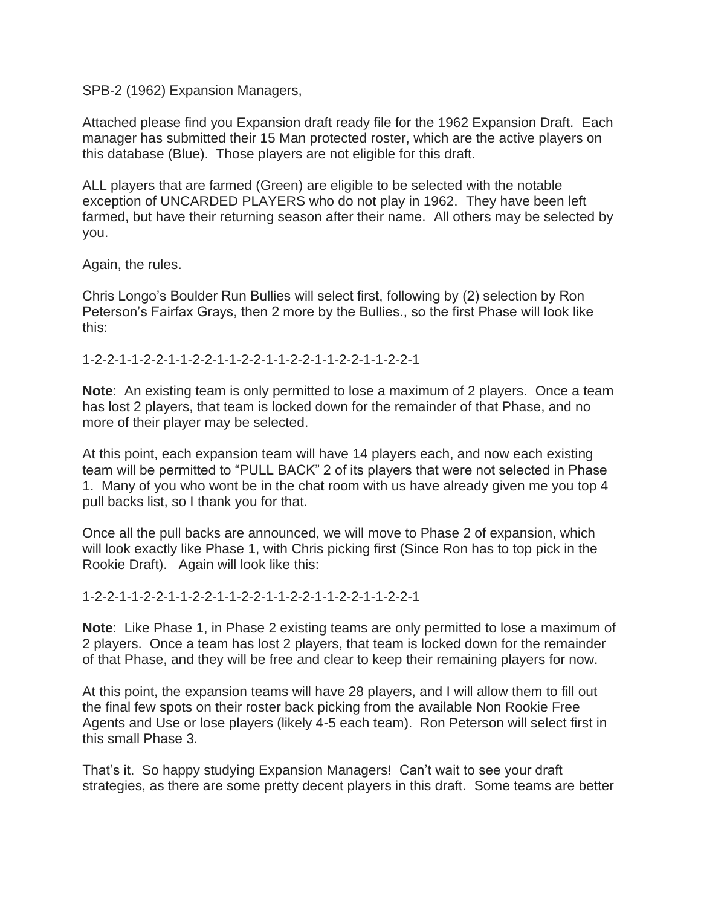SPB-2 (1962) Expansion Managers,

Attached please find you Expansion draft ready file for the 1962 Expansion Draft. Each manager has submitted their 15 Man protected roster, which are the active players on this database (Blue). Those players are not eligible for this draft.

ALL players that are farmed (Green) are eligible to be selected with the notable exception of UNCARDED PLAYERS who do not play in 1962. They have been left farmed, but have their returning season after their name. All others may be selected by you.

Again, the rules.

Chris Longo's Boulder Run Bullies will select first, following by (2) selection by Ron Peterson's Fairfax Grays, then 2 more by the Bullies., so the first Phase will look like this:

1-2-2-1-1-2-2-1-1-2-2-1-1-2-2-1-1-2-2-1-1-2-2-1-1-2-2-1

**Note**: An existing team is only permitted to lose a maximum of 2 players. Once a team has lost 2 players, that team is locked down for the remainder of that Phase, and no more of their player may be selected.

At this point, each expansion team will have 14 players each, and now each existing team will be permitted to "PULL BACK" 2 of its players that were not selected in Phase 1. Many of you who wont be in the chat room with us have already given me you top 4 pull backs list, so I thank you for that.

Once all the pull backs are announced, we will move to Phase 2 of expansion, which will look exactly like Phase 1, with Chris picking first (Since Ron has to top pick in the Rookie Draft). Again will look like this:

1-2-2-1-1-2-2-1-1-2-2-1-1-2-2-1-1-2-2-1-1-2-2-1-1-2-2-1

**Note**: Like Phase 1, in Phase 2 existing teams are only permitted to lose a maximum of 2 players. Once a team has lost 2 players, that team is locked down for the remainder of that Phase, and they will be free and clear to keep their remaining players for now.

At this point, the expansion teams will have 28 players, and I will allow them to fill out the final few spots on their roster back picking from the available Non Rookie Free Agents and Use or lose players (likely 4-5 each team). Ron Peterson will select first in this small Phase 3.

That's it. So happy studying Expansion Managers! Can't wait to see your draft strategies, as there are some pretty decent players in this draft. Some teams are better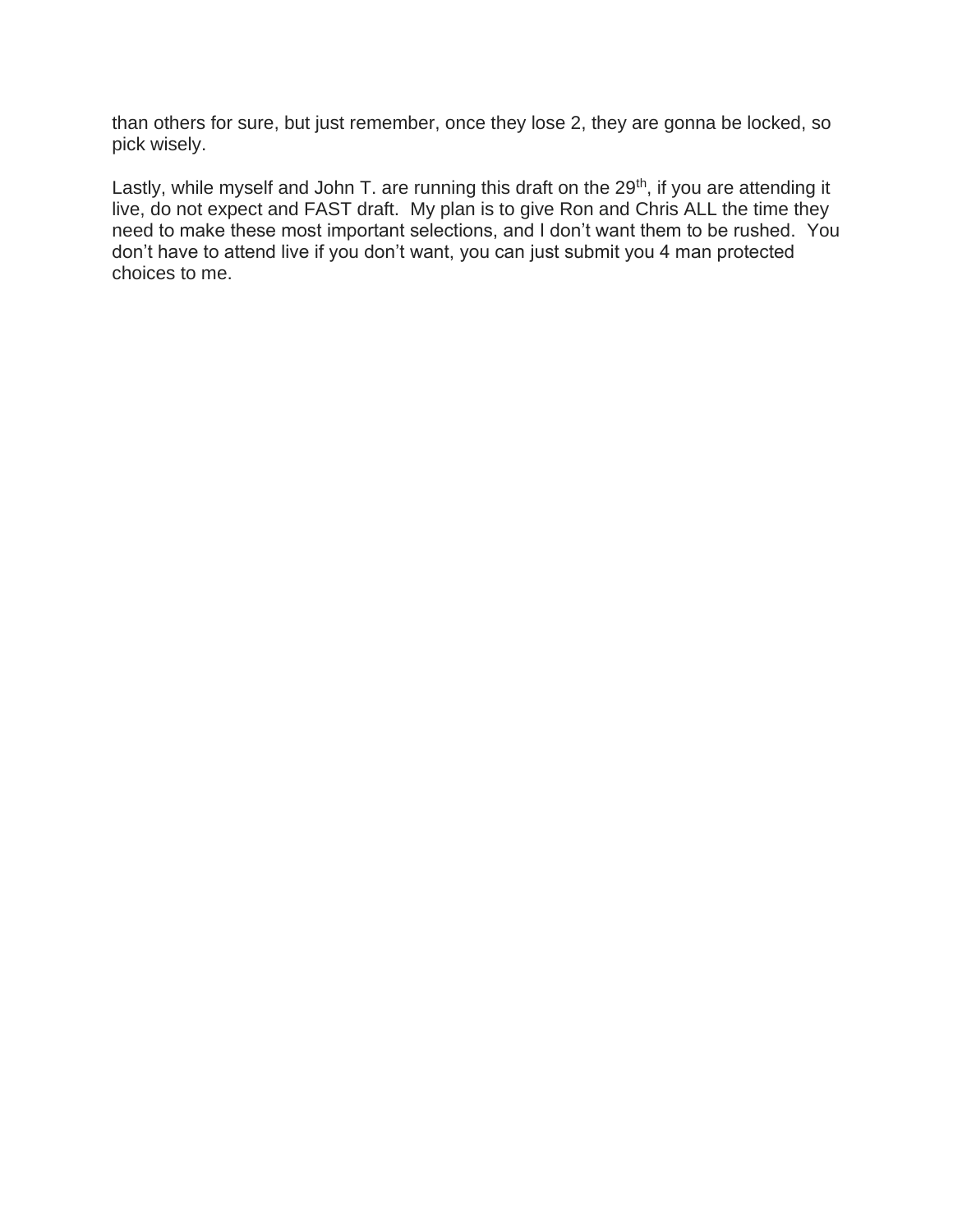than others for sure, but just remember, once they lose 2, they are gonna be locked, so pick wisely.

Lastly, while myself and John T. are running this draft on the 29th, if you are attending it live, do not expect and FAST draft. My plan is to give Ron and Chris ALL the time they need to make these most important selections, and I don't want them to be rushed. You don't have to attend live if you don't want, you can just submit you 4 man protected choices to me.